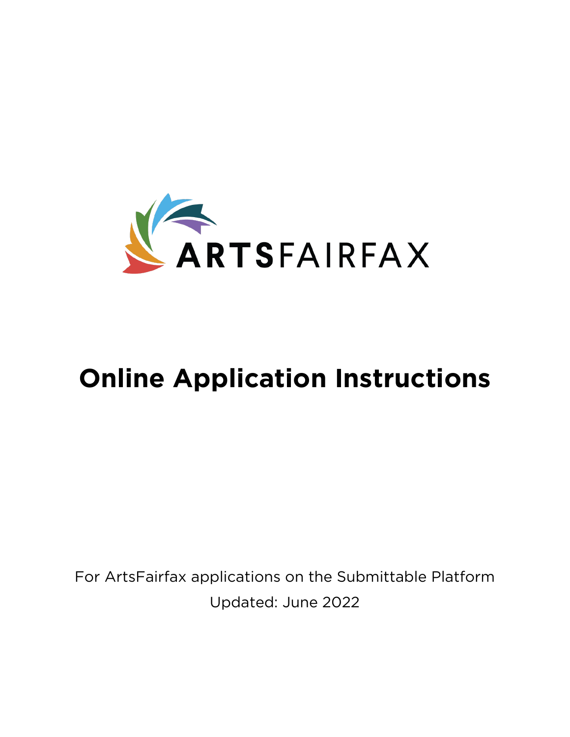ARTSFAIRFAX

# Online Application Instructions

For ArtsFairfax applications on the Submittable Platform

Updated: June 2022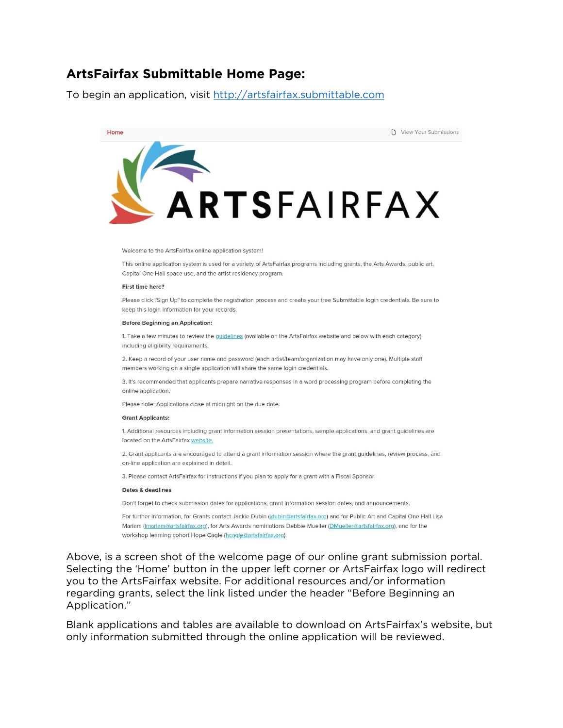## ArtsFairfax Submittable Home Page:

To begin an application, visit http://artsfairfax.submittable.com

Home | View Your Submissions

ARTSFAIRFAX

Welcome to the ArtsFairfax online application system!

This online application system is used for a variety of ArtsFairfax programs including grants, the Arts Awards, public art, Capital One Hall space use, and the artist residency program.

**First time here?**

Please click "Sign Up" to complete the registration process and create your free Submittable login credentials. Be sure to keep this login information for your records.

**Before Beginning an Application:**

1. Take a few minutes to review the guidelines (available on the ArtsFairfax website and below with each category) including eligibility requirements.

2. Keep a record of your user name and password (each artist/team/organization may have only one). Multiple staff members working on a single application will share the same login credentials.

3. It's recommended that applicants prepare narrative responses in a word processing program before completing the online application.

Please note: Applications close at midnight on the due date.

**Grant Applicants:**

1. Additional resources including grant information session presentations, sample applications, and grant guidelines are located on the ArtsFairfax website.

2. Grant applicants are encouraged to attend a grant information session where the grant guidelines, review process, and on-line application are explained in detail.

3. Please contact ArtsFairfax for instructions if you plan to apply for a grant with a Fiscal Sponsor.

**Dates & deadlines**

Don't forget to check submission dates for applications, grant information session dates, and announcements.

For further information, for Grants contact Jackie Dubin (jdubin@artsfairfax.org) and for Public Art and Capital One Hall Lisa Mariam (lmariam@artsfairfax.org), for Arts Awards nominations Debbie Mueller (DMueller@artsfairfax.org), and for the workshop learning cohort Hope Cagle (hcagle@artsfairfax.org).

Above, is a screen shot of the welcome page of our online grant submission portal. Selecting the 'Home' button in the upper left corner or ArtsFairfax logo will redirect you to the ArtsFairfax website. For additional resources and/or information regarding grants, select the link listed under the header "Before Beginning an Application."

Blank applications and tables are available to download on ArtsFairfax's website, but only information submitted through the online application will be reviewed.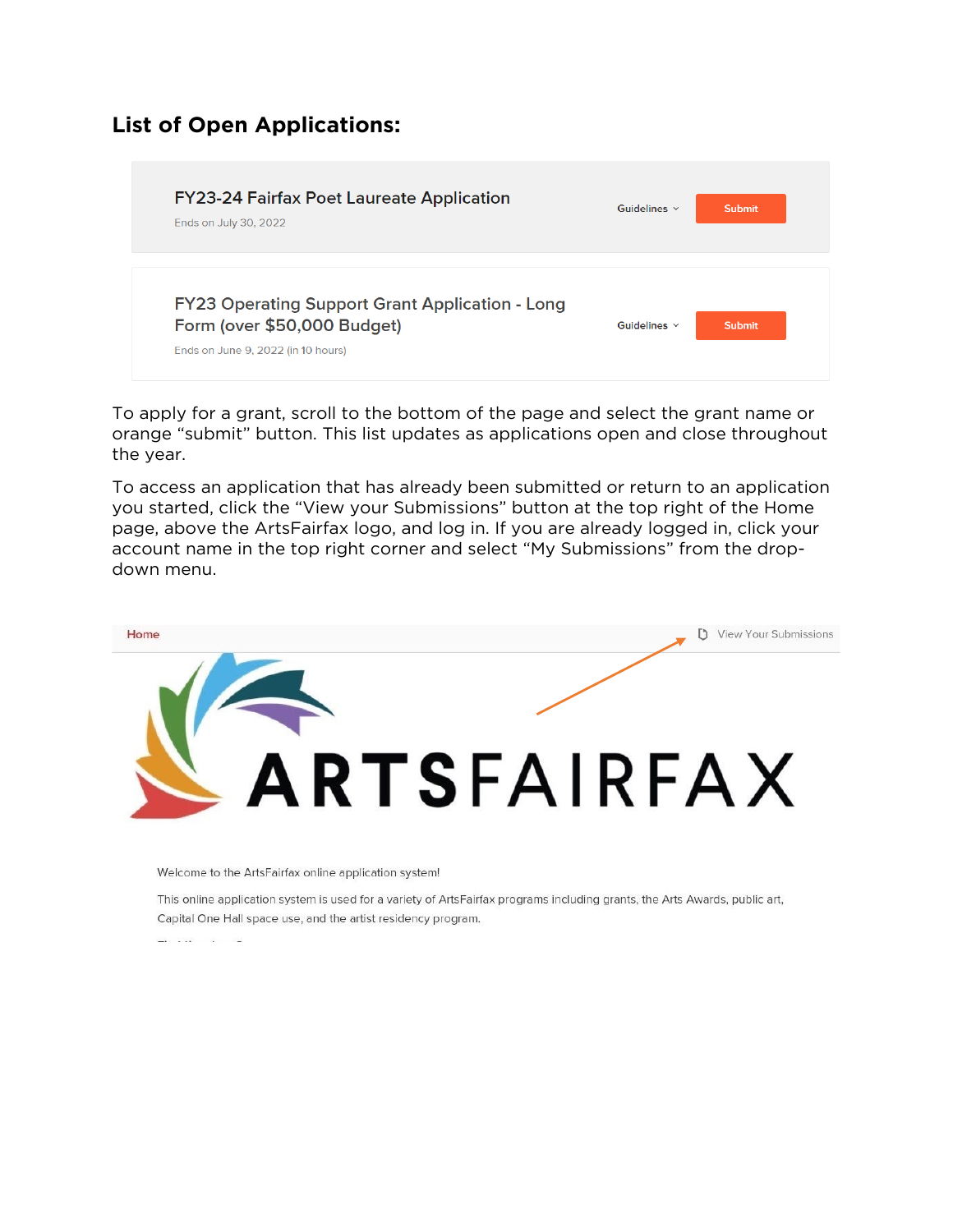## List of Open Applications:

FY23-24 Fairfax Poet Laureate Application
Ends on July 30, 2022
Guidelines ˅ Submit

FY23 Operating Support Grant Application - Long Form (over $50,000 Budget)
Ends on June 9, 2022 (in 10 hours)
Guidelines ˅ Submit

To apply for a grant, scroll to the bottom of the page and select the grant name or orange "submit" button. This list updates as applications open and close throughout the year.

To access an application that has already been submitted or return to an application you started, click the "View your Submissions" button at the top right of the Home page, above the ArtsFairfax logo, and log in. If you are already logged in, click your account name in the top right corner and select "My Submissions" from the drop-down menu.

Home    View Your Submissions

ARTSFAIRFAX

Welcome to the ArtsFairfax online application system!

This online application system is used for a variety of ArtsFairfax programs including grants, the Arts Awards, public art, Capital One Hall space use, and the artist residency program.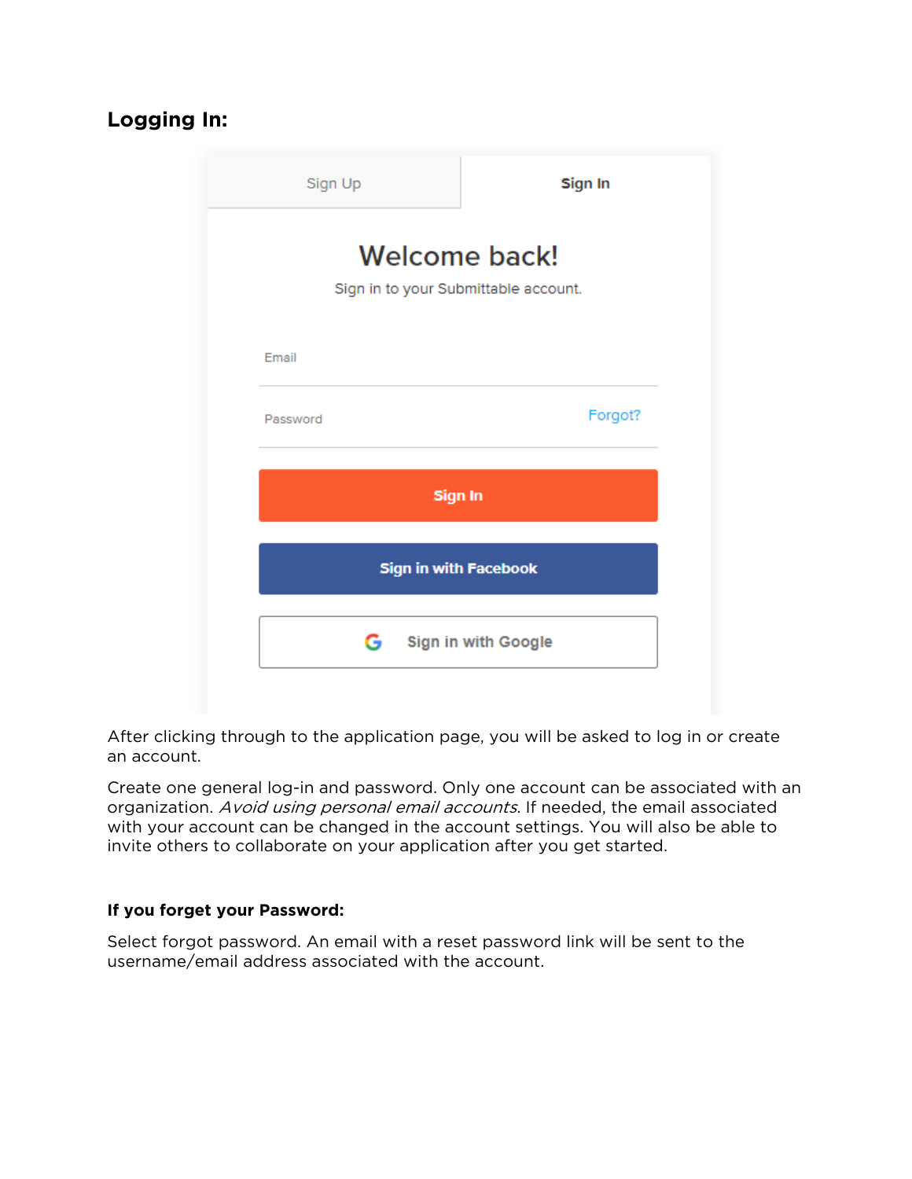## Logging In:

Sign Up | Sign In

Welcome back!

Sign in to your Submittable account.

Email

Password Forgot?

Sign In

Sign in with Facebook

Sign in with Google

After clicking through to the application page, you will be asked to log in or create an account.

Create one general log-in and password. Only one account can be associated with an organization. *Avoid using personal email accounts.* If needed, the email associated with your account can be changed in the account settings. You will also be able to invite others to collaborate on your application after you get started.

### If you forget your Password:

Select forgot password. An email with a reset password link will be sent to the username/email address associated with the account.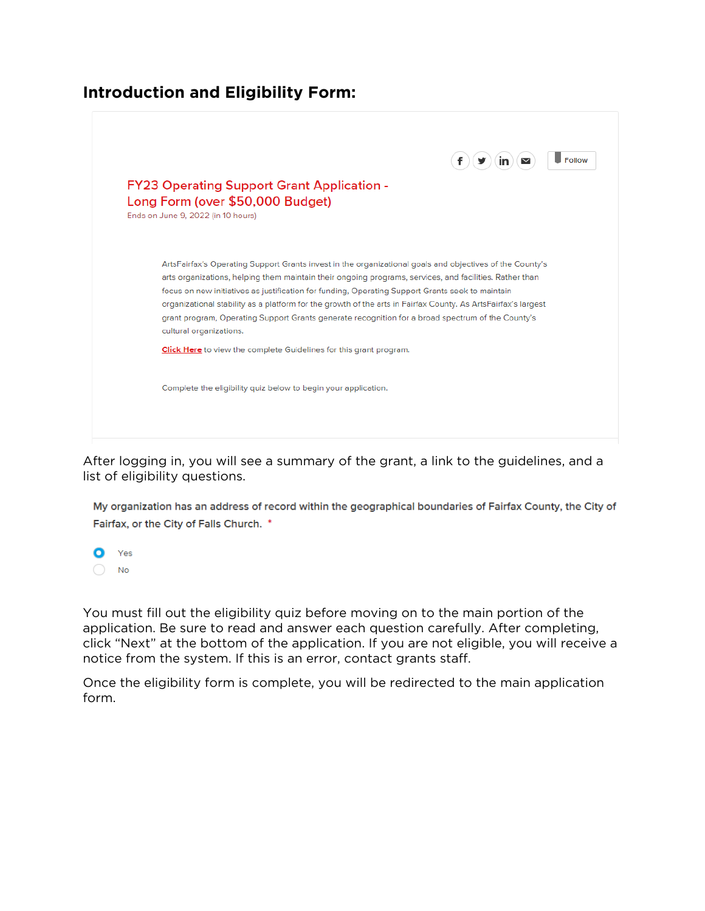## Introduction and Eligibility Form:

Follow

FY23 Operating Support Grant Application - Long Form (over $50,000 Budget)

Ends on June 9, 2022 (in 10 hours)

ArtsFairfax's Operating Support Grants invest in the organizational goals and objectives of the County's arts organizations, helping them maintain their ongoing programs, services, and facilities. Rather than focus on new initiatives as justification for funding, Operating Support Grants seek to maintain organizational stability as a platform for the growth of the arts in Fairfax County. As ArtsFairfax's largest grant program, Operating Support Grants generate recognition for a broad spectrum of the County's cultural organizations.

**Click Here** to view the complete Guidelines for this grant program.

Complete the eligibility quiz below to begin your application.

After logging in, you will see a summary of the grant, a link to the guidelines, and a list of eligibility questions.

My organization has an address of record within the geographical boundaries of Fairfax County, the City of Fairfax, or the City of Falls Church. *

- (x) Yes
- ( ) No

You must fill out the eligibility quiz before moving on to the main portion of the application. Be sure to read and answer each question carefully. After completing, click "Next" at the bottom of the application. If you are not eligible, you will receive a notice from the system. If this is an error, contact grants staff.

Once the eligibility form is complete, you will be redirected to the main application form.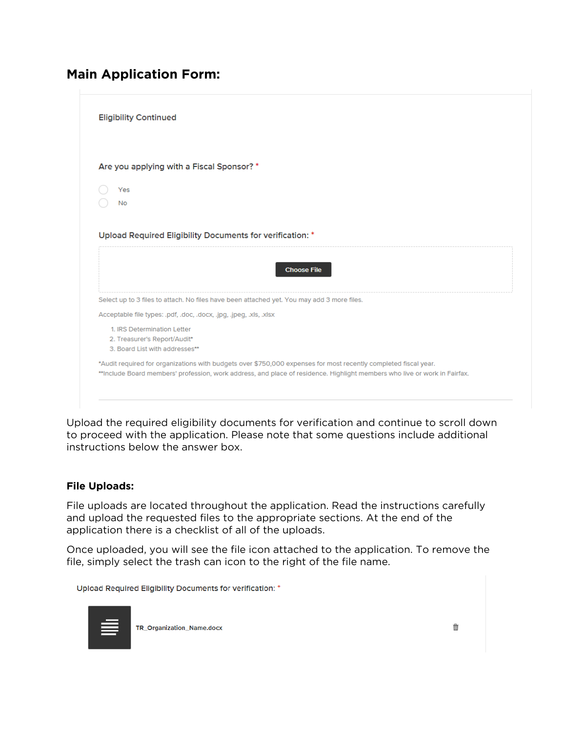## Main Application Form:

Eligibility Continued

Are you applying with a Fiscal Sponsor? *

- Yes
- No

Upload Required Eligibility Documents for verification: *

Choose File

Select up to 3 files to attach. No files have been attached yet. You may add 3 more files.

Acceptable file types: .pdf, .doc, .docx, .jpg, .jpeg, .xls, .xlsx

1. IRS Determination Letter
2. Treasurer's Report/Audit*
3. Board List with addresses**

*Audit required for organizations with budgets over $750,000 expenses for most recently completed fiscal year.
**Include Board members' profession, work address, and place of residence. Highlight members who live or work in Fairfax.

Upload the required eligibility documents for verification and continue to scroll down to proceed with the application. Please note that some questions include additional instructions below the answer box.

### File Uploads:

File uploads are located throughout the application. Read the instructions carefully and upload the requested files to the appropriate sections. At the end of the application there is a checklist of all of the uploads.

Once uploaded, you will see the file icon attached to the application. To remove the file, simply select the trash can icon to the right of the file name.

Upload Required Eligibility Documents for verification: *

TR_Organization_Name.docx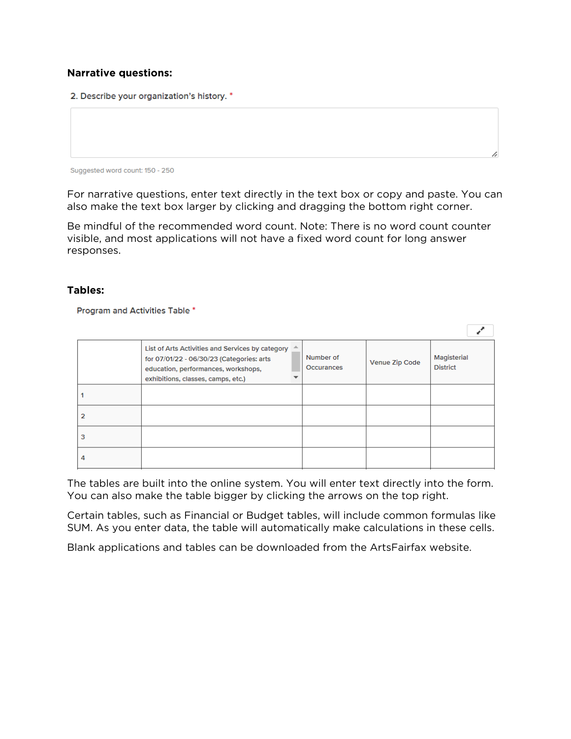**Narrative questions:**

2. Describe your organization's history. *

Suggested word count: 150 - 250

For narrative questions, enter text directly in the text box or copy and paste. You can also make the text box larger by clicking and dragging the bottom right corner.

Be mindful of the recommended word count. Note: There is no word count counter visible, and most applications will not have a fixed word count for long answer responses.

**Tables:**

Program and Activities Table *

| | List of Arts Activities and Services by category for 07/01/22 - 06/30/23 (Categories: arts education, performances, workshops, exhibitions, classes, camps, etc.) | Number of Occurances | Venue Zip Code | Magisterial District |
|---|---|---|---|---|
| 1 | | | | |
| 2 | | | | |
| 3 | | | | |
| 4 | | | | |

The tables are built into the online system. You will enter text directly into the form. You can also make the table bigger by clicking the arrows on the top right.

Certain tables, such as Financial or Budget tables, will include common formulas like SUM. As you enter data, the table will automatically make calculations in these cells.

Blank applications and tables can be downloaded from the ArtsFairfax website.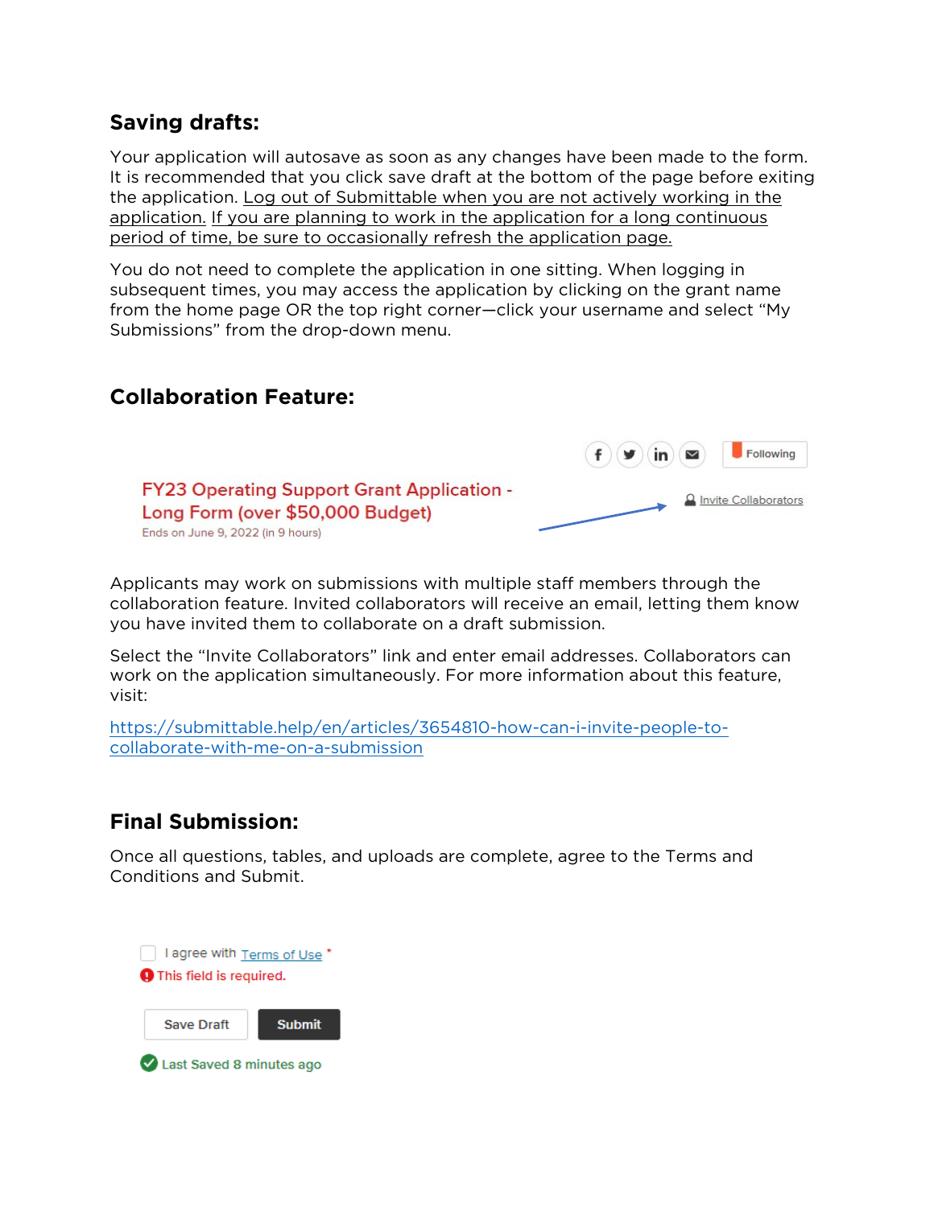## Saving drafts:

Your application will autosave as soon as any changes have been made to the form. It is recommended that you click save draft at the bottom of the page before exiting the application. Log out of Submittable when you are not actively working in the application. If you are planning to work in the application for a long continuous period of time, be sure to occasionally refresh the application page.

You do not need to complete the application in one sitting. When logging in subsequent times, you may access the application by clicking on the grant name from the home page OR the top right corner—click your username and select "My Submissions" from the drop-down menu.

## Collaboration Feature:

Applicants may work on submissions with multiple staff members through the collaboration feature. Invited collaborators will receive an email, letting them know you have invited them to collaborate on a draft submission.

Select the "Invite Collaborators" link and enter email addresses. Collaborators can work on the application simultaneously. For more information about this feature, visit:

https://submittable.help/en/articles/3654810-how-can-i-invite-people-to-collaborate-with-me-on-a-submission

## Final Submission:

Once all questions, tables, and uploads are complete, agree to the Terms and Conditions and Submit.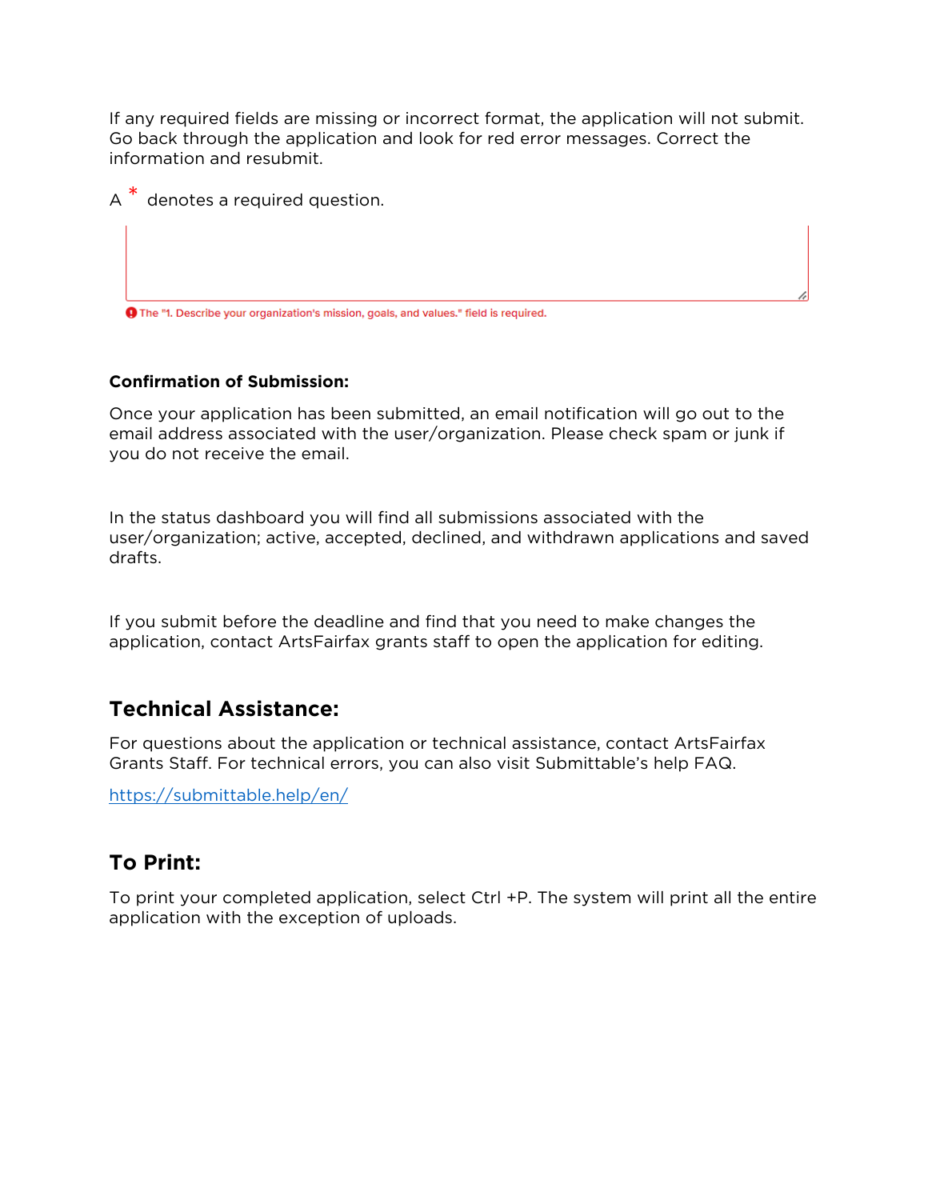If any required fields are missing or incorrect format, the application will not submit. Go back through the application and look for red error messages. Correct the information and resubmit.

A * denotes a required question.

The "1. Describe your organization's mission, goals, and values." field is required.

**Confirmation of Submission:**

Once your application has been submitted, an email notification will go out to the email address associated with the user/organization. Please check spam or junk if you do not receive the email.

In the status dashboard you will find all submissions associated with the user/organization; active, accepted, declined, and withdrawn applications and saved drafts.

If you submit before the deadline and find that you need to make changes the application, contact ArtsFairfax grants staff to open the application for editing.

## Technical Assistance:

For questions about the application or technical assistance, contact ArtsFairfax Grants Staff. For technical errors, you can also visit Submittable's help FAQ.

https://submittable.help/en/

## To Print:

To print your completed application, select Ctrl +P. The system will print all the entire application with the exception of uploads.